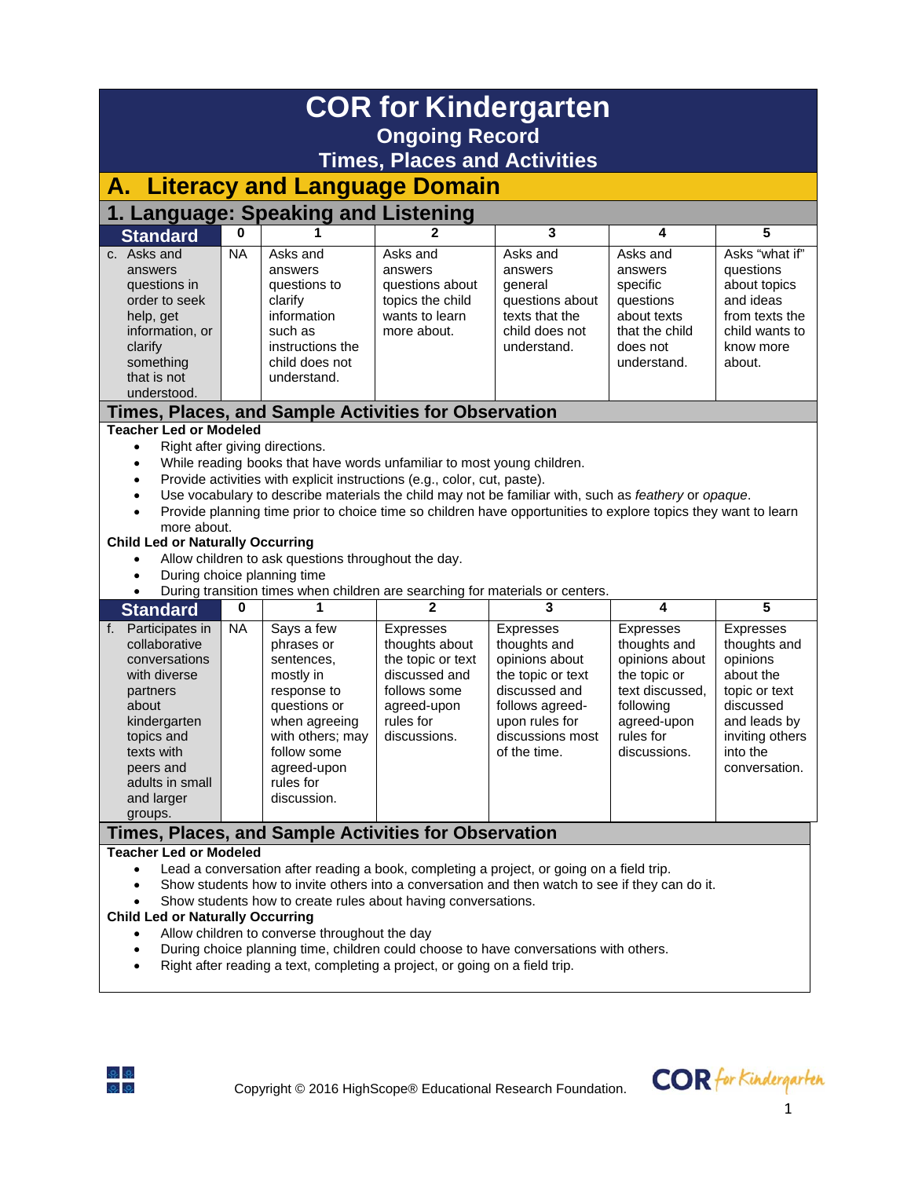# COR for Kindergarten

## Ongoing Record

## Times, Places and Activities

## A. Literacy and Language Domain

### 1. Language: Speaking and Listening

| Standard | 0 | 1 | 2 | 3 | 4 | 5 |
|---|---|---|---|---|---|---|
| c. Asks and answers questions in order to seek help, get information, or clarify something that is not understood. | NA | Asks and answers questions to clarify information such as instructions the child does not understand. | Asks and answers questions about topics the child wants to learn more about. | Asks and answers general questions about texts that the child does not understand. | Asks and answers specific questions about texts that the child does not understand. | Asks “what if” questions about topics and ideas from texts the child wants to know more about. |

### Times, Places, and Sample Activities for Observation

**Teacher Led or Modeled**

- Right after giving directions.
- While reading books that have words unfamiliar to most young children.
- Provide activities with explicit instructions (e.g., color, cut, paste).
- Use vocabulary to describe materials the child may not be familiar with, such as *feathery* or *opaque*.
- Provide planning time prior to choice time so children have opportunities to explore topics they want to learn more about.

**Child Led or Naturally Occurring**

- Allow children to ask questions throughout the day.
- During choice planning time
- During transition times when children are searching for materials or centers.

| Standard | 0 | 1 | 2 | 3 | 4 | 5 |
|---|---|---|---|---|---|---|
| f. Participates in collaborative conversations with diverse partners about kindergarten topics and texts with peers and adults in small and larger groups. | NA | Says a few phrases or sentences, mostly in response to questions or when agreeing with others; may follow some agreed-upon rules for discussion. | Expresses thoughts about the topic or text discussed and follows some agreed-upon rules for discussions. | Expresses thoughts and opinions about the topic or text discussed and follows agreed-upon rules for discussions most of the time. | Expresses thoughts and opinions about the topic or text discussed, following agreed-upon rules for discussions. | Expresses thoughts and opinions about the topic or text discussed and leads by inviting others into the conversation. |

### Times, Places, and Sample Activities for Observation

**Teacher Led or Modeled**

- Lead a conversation after reading a book, completing a project, or going on a field trip.
- Show students how to invite others into a conversation and then watch to see if they can do it.
- Show students how to create rules about having conversations.

**Child Led or Naturally Occurring**

- Allow children to converse throughout the day
- During choice planning time, children could choose to have conversations with others.
- Right after reading a text, completing a project, or going on a field trip.

Copyright © 2016 HighScope® Educational Research Foundation.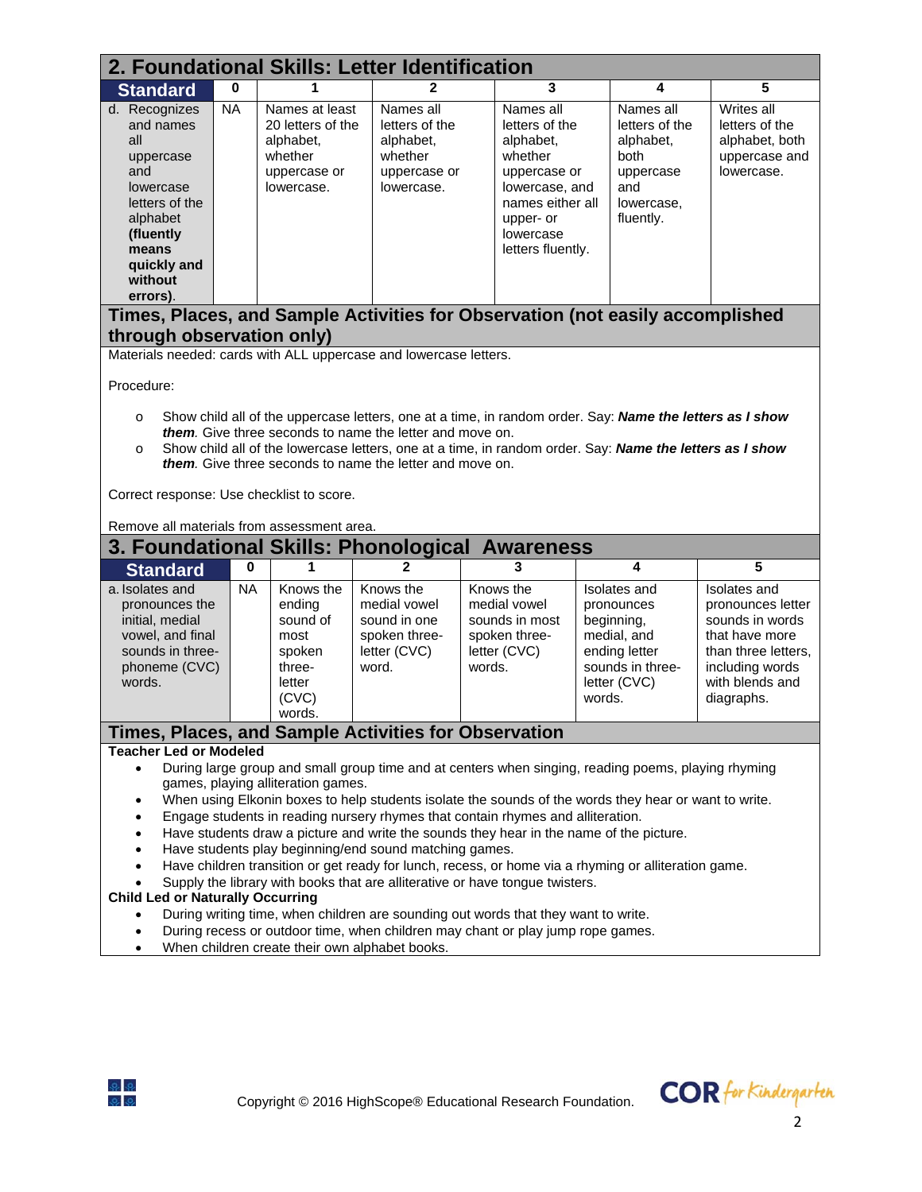## 2. Foundational Skills: Letter Identification

| Standard | 0 | 1 | 2 | 3 | 4 | 5 |
|---|---|---|---|---|---|---|
| d. Recognizes and names all uppercase and lowercase letters of the alphabet **(fluently means quickly and without errors)**. | NA | Names at least 20 letters of the alphabet, whether uppercase or lowercase. | Names all letters of the alphabet, whether uppercase or lowercase. | Names all letters of the alphabet, whether uppercase or lowercase, and names either all upper- or lowercase letters fluently. | Names all letters of the alphabet, both uppercase and lowercase, fluently. | Writes all letters of the alphabet, both uppercase and lowercase. |

### Times, Places, and Sample Activities for Observation (not easily accomplished through observation only)

Materials needed: cards with ALL uppercase and lowercase letters.

Procedure:

- Show child all of the uppercase letters, one at a time, in random order. Say: ***Name the letters as I show them.*** Give three seconds to name the letter and move on.
- Show child all of the lowercase letters, one at a time, in random order. Say: ***Name the letters as I show them.*** Give three seconds to name the letter and move on.

Correct response: Use checklist to score.

Remove all materials from assessment area.

## 3. Foundational Skills: Phonological Awareness

| Standard | 0 | 1 | 2 | 3 | 4 | 5 |
|---|---|---|---|---|---|---|
| a. Isolates and pronounces the initial, medial vowel, and final sounds in three-phoneme (CVC) words. | NA | Knows the ending sound of most spoken three-letter (CVC) words. | Knows the medial vowel sound in one spoken three-letter (CVC) word. | Knows the medial vowel sounds in most spoken three-letter (CVC) words. | Isolates and pronounces beginning, medial, and ending letter sounds in three-letter (CVC) words. | Isolates and pronounces letter sounds in words that have more than three letters, including words with blends and diagraphs. |

### Times, Places, and Sample Activities for Observation

**Teacher Led or Modeled**

- During large group and small group time and at centers when singing, reading poems, playing rhyming games, playing alliteration games.
- When using Elkonin boxes to help students isolate the sounds of the words they hear or want to write.
- Engage students in reading nursery rhymes that contain rhymes and alliteration.
- Have students draw a picture and write the sounds they hear in the name of the picture.
- Have students play beginning/end sound matching games.
- Have children transition or get ready for lunch, recess, or home via a rhyming or alliteration game.
- Supply the library with books that are alliterative or have tongue twisters.

**Child Led or Naturally Occurring**

- During writing time, when children are sounding out words that they want to write.
- During recess or outdoor time, when children may chant or play jump rope games.
- When children create their own alphabet books.

Copyright © 2016 HighScope® Educational Research Foundation.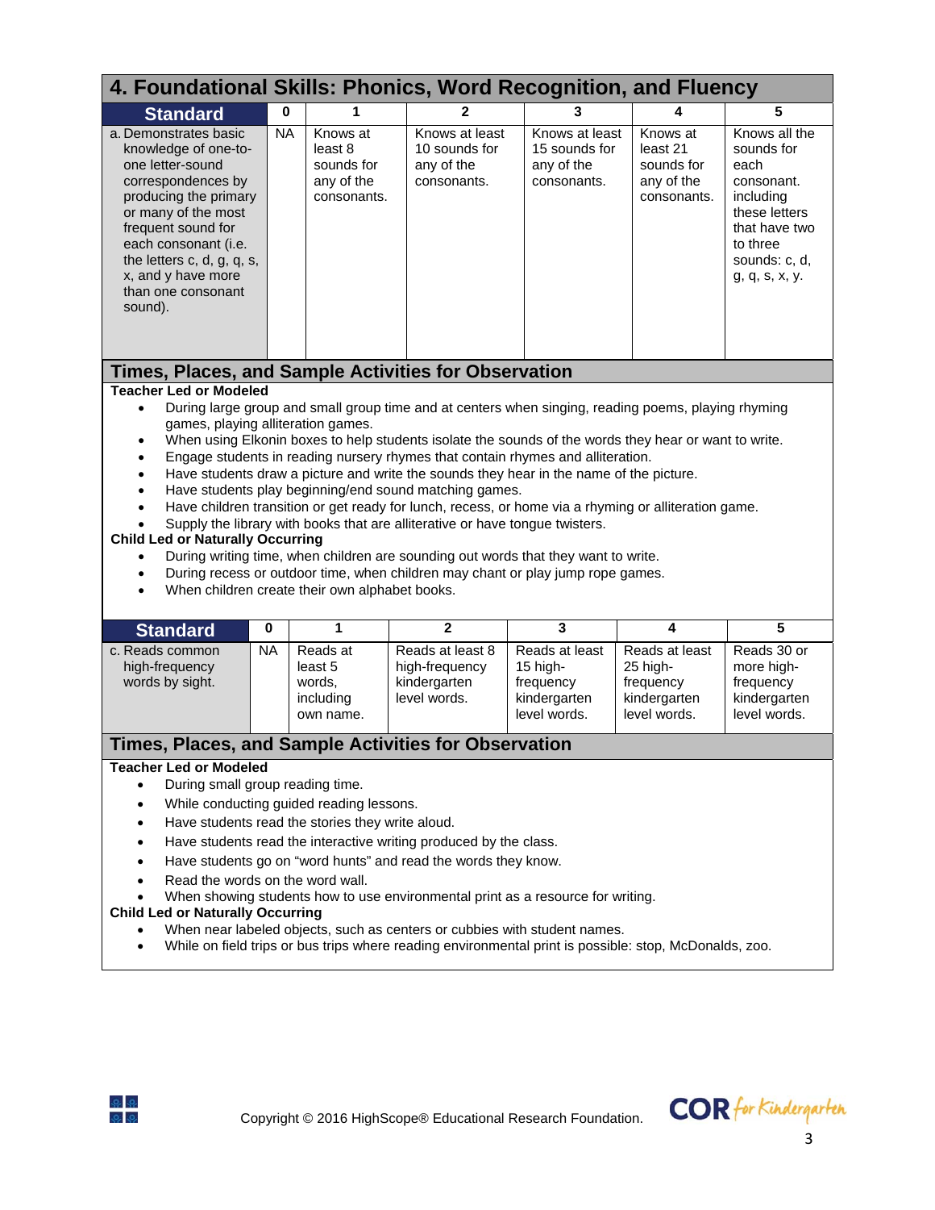## 4. Foundational Skills: Phonics, Word Recognition, and Fluency

| Standard | 0 | 1 | 2 | 3 | 4 | 5 |
|---|---|---|---|---|---|---|
| a. Demonstrates basic knowledge of one-to-one letter-sound correspondences by producing the primary or many of the most frequent sound for each consonant (i.e. the letters c, d, g, q, s, x, and y have more than one consonant sound). | NA | Knows at least 8 sounds for any of the consonants. | Knows at least 10 sounds for any of the consonants. | Knows at least 15 sounds for any of the consonants. | Knows at least 21 sounds for any of the consonants. | Knows all the sounds for each consonant. including these letters that have two to three sounds: c, d, g, q, s, x, y. |

### Times, Places, and Sample Activities for Observation

**Teacher Led or Modeled**

- During large group and small group time and at centers when singing, reading poems, playing rhyming games, playing alliteration games.
- When using Elkonin boxes to help students isolate the sounds of the words they hear or want to write.
- Engage students in reading nursery rhymes that contain rhymes and alliteration.
- Have students draw a picture and write the sounds they hear in the name of the picture.
- Have students play beginning/end sound matching games.
- Have children transition or get ready for lunch, recess, or home via a rhyming or alliteration game.
- Supply the library with books that are alliterative or have tongue twisters.

**Child Led or Naturally Occurring**

- During writing time, when children are sounding out words that they want to write.
- During recess or outdoor time, when children may chant or play jump rope games.
- When children create their own alphabet books.

| Standard | 0 | 1 | 2 | 3 | 4 | 5 |
|---|---|---|---|---|---|---|
| c. Reads common high-frequency words by sight. | NA | Reads at least 5 words, including own name. | Reads at least 8 high-frequency kindergarten level words. | Reads at least 15 high-frequency kindergarten level words. | Reads at least 25 high-frequency kindergarten level words. | Reads 30 or more high-frequency kindergarten level words. |

### Times, Places, and Sample Activities for Observation

**Teacher Led or Modeled**

- During small group reading time.
- While conducting guided reading lessons.
- Have students read the stories they write aloud.
- Have students read the interactive writing produced by the class.
- Have students go on "word hunts" and read the words they know.
- Read the words on the word wall.
- When showing students how to use environmental print as a resource for writing.

**Child Led or Naturally Occurring**

- When near labeled objects, such as centers or cubbies with student names.
- While on field trips or bus trips where reading environmental print is possible: stop, McDonalds, zoo.

Copyright © 2016 HighScope® Educational Research Foundation.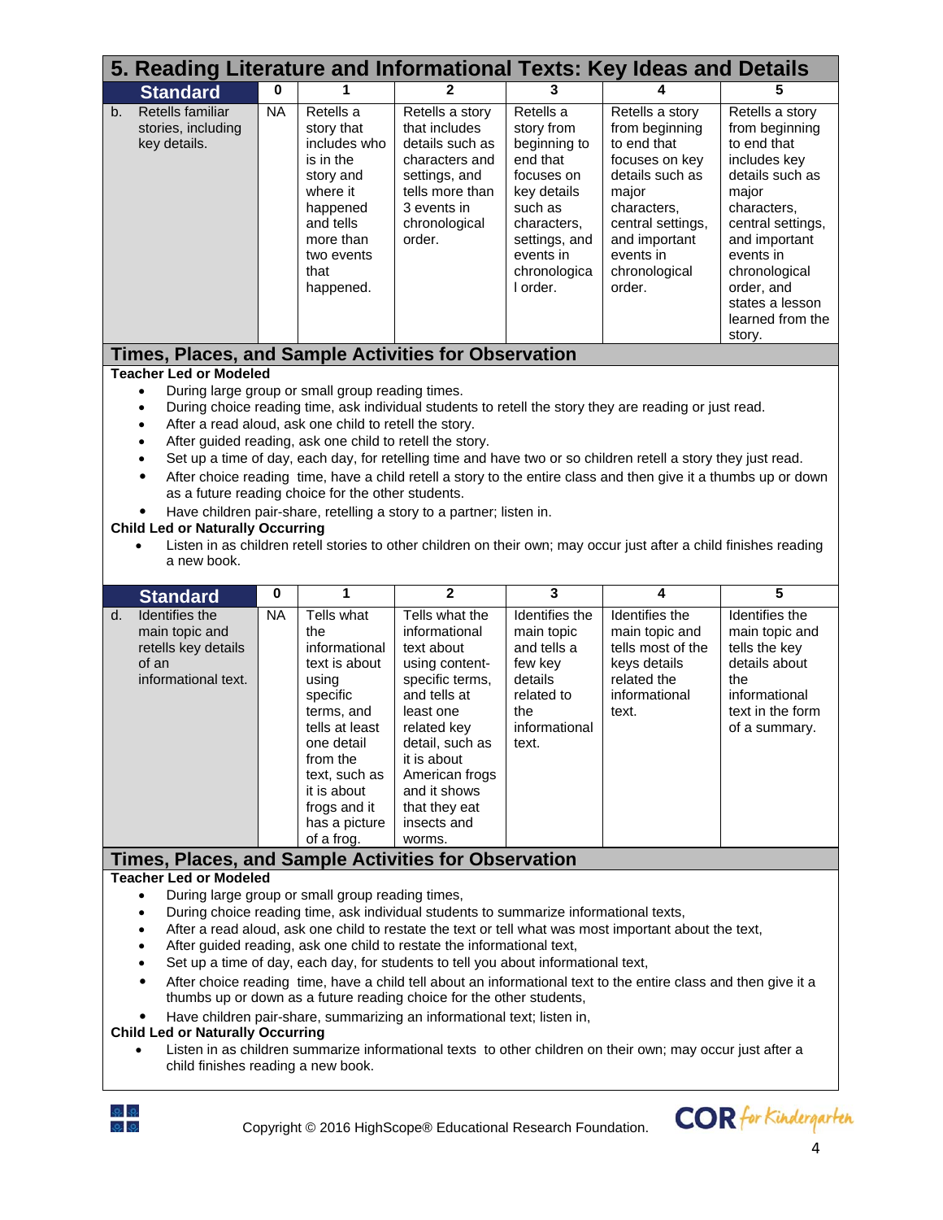# 5. Reading Literature and Informational Texts: Key Ideas and Details

| Standard | 0 | 1 | 2 | 3 | 4 | 5 |
|---|---|---|---|---|---|---|
| b. Retells familiar stories, including key details. | NA | Retells a story that includes who is in the story and where it happened and tells more than two events that happened. | Retells a story that includes details such as characters and settings, and tells more than 3 events in chronological order. | Retells a story from beginning to end that focuses on key details such as characters, settings, and events in chronological order. | Retells a story from beginning to end that focuses on key details such as major characters, central settings, and important events in chronological order. | Retells a story from beginning to end that includes key details such as major characters, central settings, and important events in chronological order, and states a lesson learned from the story. |

## Times, Places, and Sample Activities for Observation

**Teacher Led or Modeled**

- During large group or small group reading times.
- During choice reading time, ask individual students to retell the story they are reading or just read.
- After a read aloud, ask one child to retell the story.
- After guided reading, ask one child to retell the story.
- Set up a time of day, each day, for retelling time and have two or so children retell a story they just read.
- After choice reading time, have a child retell a story to the entire class and then give it a thumbs up or down as a future reading choice for the other students.
- Have children pair-share, retelling a story to a partner; listen in.

**Child Led or Naturally Occurring**

- Listen in as children retell stories to other children on their own; may occur just after a child finishes reading a new book.

| Standard | 0 | 1 | 2 | 3 | 4 | 5 |
|---|---|---|---|---|---|---|
| d. Identifies the main topic and retells key details of an informational text. | NA | Tells what the informational text is about using specific terms, and tells at least one detail from the text, such as it is about frogs and it has a picture of a frog. | Tells what the informational text about using content-specific terms, and tells at least one related key detail, such as it is about American frogs and it shows that they eat insects and worms. | Identifies the main topic and tells a few key details related to the informational text. | Identifies the main topic and tells most of the keys details related the informational text. | Identifies the main topic and tells the key details about the informational text in the form of a summary. |

## Times, Places, and Sample Activities for Observation

**Teacher Led or Modeled**

- During large group or small group reading times,
- During choice reading time, ask individual students to summarize informational texts,
- After a read aloud, ask one child to restate the text or tell what was most important about the text,
- After guided reading, ask one child to restate the informational text,
- Set up a time of day, each day, for students to tell you about informational text,
- After choice reading time, have a child tell about an informational text to the entire class and then give it a thumbs up or down as a future reading choice for the other students,
- Have children pair-share, summarizing an informational text; listen in,

**Child Led or Naturally Occurring**

- Listen in as children summarize informational texts to other children on their own; may occur just after a child finishes reading a new book.

Copyright © 2016 HighScope® Educational Research Foundation.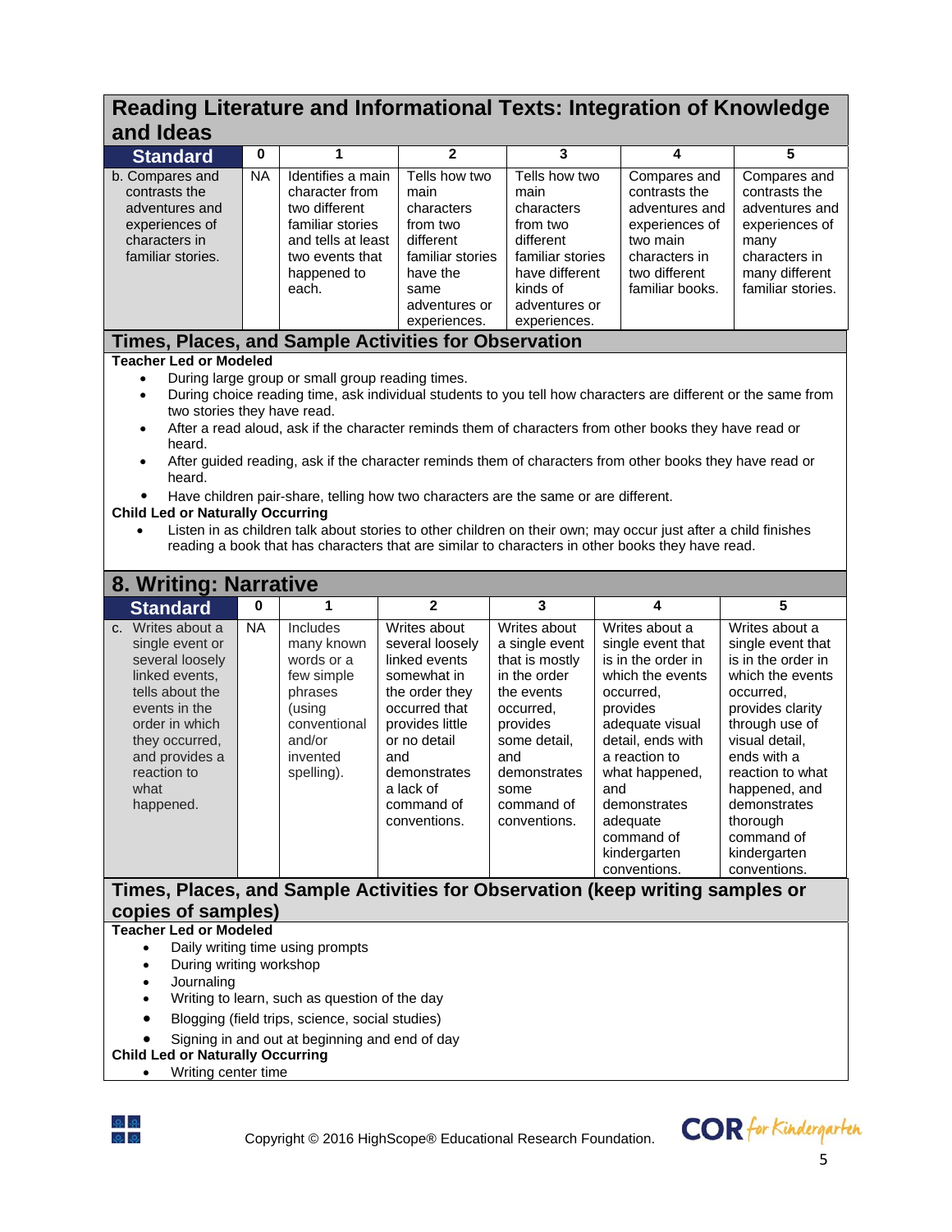## Reading Literature and Informational Texts: Integration of Knowledge and Ideas

| Standard | 0 | 1 | 2 | 3 | 4 | 5 |
|---|---|---|---|---|---|---|
| b. Compares and contrasts the adventures and experiences of characters in familiar stories. | NA | Identifies a main character from two different familiar stories and tells at least two events that happened to each. | Tells how two main characters from two different familiar stories have the same adventures or experiences. | Tells how two main characters from two different familiar stories have different kinds of adventures or experiences. | Compares and contrasts the adventures and experiences of two main characters in two different familiar books. | Compares and contrasts the adventures and experiences of many characters in many different familiar stories. |

### Times, Places, and Sample Activities for Observation

**Teacher Led or Modeled**

- During large group or small group reading times.
- During choice reading time, ask individual students to you tell how characters are different or the same from two stories they have read.
- After a read aloud, ask if the character reminds them of characters from other books they have read or heard.
- After guided reading, ask if the character reminds them of characters from other books they have read or heard.
- Have children pair-share, telling how two characters are the same or are different.

**Child Led or Naturally Occurring**

- Listen in as children talk about stories to other children on their own; may occur just after a child finishes reading a book that has characters that are similar to characters in other books they have read.

## 8. Writing: Narrative

| Standard | 0 | 1 | 2 | 3 | 4 | 5 |
|---|---|---|---|---|---|---|
| c. Writes about a single event or several loosely linked events, tells about the events in the order in which they occurred, and provides a reaction to what happened. | NA | Includes many known words or a few simple phrases (using conventional and/or invented spelling). | Writes about several loosely linked events somewhat in the order they occurred that provides little or no detail and demonstrates a lack of command of conventions. | Writes about a single event that is mostly in the order the events occurred, provides some detail, and demonstrates some command of conventions. | Writes about a single event that is in the order in which the events occurred, provides adequate visual detail, ends with a reaction to what happened, and demonstrates adequate command of kindergarten conventions. | Writes about a single event that is in the order in which the events occurred, provides clarity through use of visual detail, ends with a reaction to what happened, and demonstrates thorough command of kindergarten conventions. |

### Times, Places, and Sample Activities for Observation (keep writing samples or copies of samples)

**Teacher Led or Modeled**

- Daily writing time using prompts
- During writing workshop
- Journaling
- Writing to learn, such as question of the day
- Blogging (field trips, science, social studies)
- Signing in and out at beginning and end of day

**Child Led or Naturally Occurring**

- Writing center time

Copyright © 2016 HighScope® Educational Research Foundation.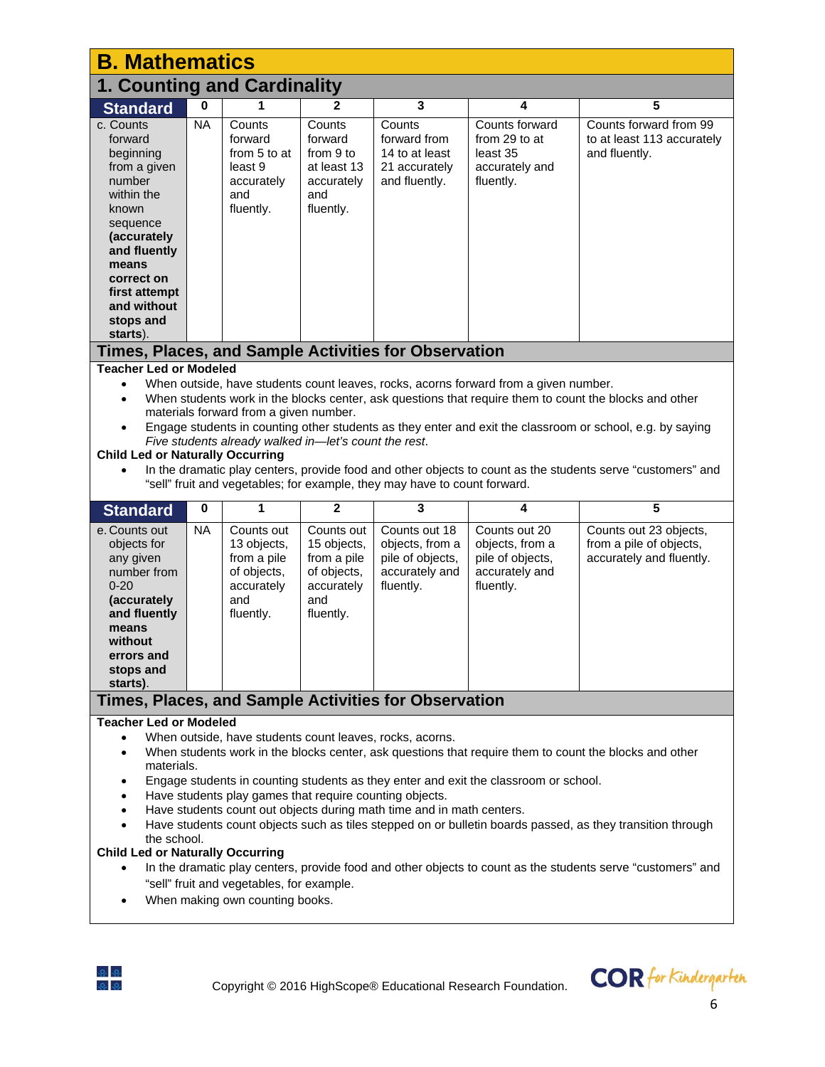# B. Mathematics

## 1. Counting and Cardinality

| Standard | 0 | 1 | 2 | 3 | 4 | 5 |
|---|---|---|---|---|---|---|
| c. Counts forward beginning from a given number within the known sequence **(accurately and fluently means correct on first attempt and without stops and starts)**. | NA | Counts forward from 5 to at least 9 accurately and fluently. | Counts forward from 9 to at least 13 accurately and fluently. | Counts forward from 14 to at least 21 accurately and fluently. | Counts forward from 29 to at least 35 accurately and fluently. | Counts forward from 99 to at least 113 accurately and fluently. |

### Times, Places, and Sample Activities for Observation

**Teacher Led or Modeled**

- When outside, have students count leaves, rocks, acorns forward from a given number.
- When students work in the blocks center, ask questions that require them to count the blocks and other materials forward from a given number.
- Engage students in counting other students as they enter and exit the classroom or school, e.g. by saying *Five students already walked in—let's count the rest*.

**Child Led or Naturally Occurring**

- In the dramatic play centers, provide food and other objects to count as the students serve "customers" and "sell" fruit and vegetables; for example, they may have to count forward.

| Standard | 0 | 1 | 2 | 3 | 4 | 5 |
|---|---|---|---|---|---|---|
| e. Counts out objects for any given number from 0-20 **(accurately and fluently means without errors and stops and starts)**. | NA | Counts out 13 objects, from a pile of objects, accurately and fluently. | Counts out 15 objects, from a pile of objects, accurately and fluently. | Counts out 18 objects, from a pile of objects, accurately and fluently. | Counts out 20 objects, from a pile of objects, accurately and fluently. | Counts out 23 objects, from a pile of objects, accurately and fluently. |

### Times, Places, and Sample Activities for Observation

**Teacher Led or Modeled**

- When outside, have students count leaves, rocks, acorns.
- When students work in the blocks center, ask questions that require them to count the blocks and other materials.
- Engage students in counting students as they enter and exit the classroom or school.
- Have students play games that require counting objects.
- Have students count out objects during math time and in math centers.
- Have students count objects such as tiles stepped on or bulletin boards passed, as they transition through the school.

**Child Led or Naturally Occurring**

- In the dramatic play centers, provide food and other objects to count as the students serve "customers" and "sell" fruit and vegetables, for example.
- When making own counting books.

Copyright © 2016 HighScope® Educational Research Foundation.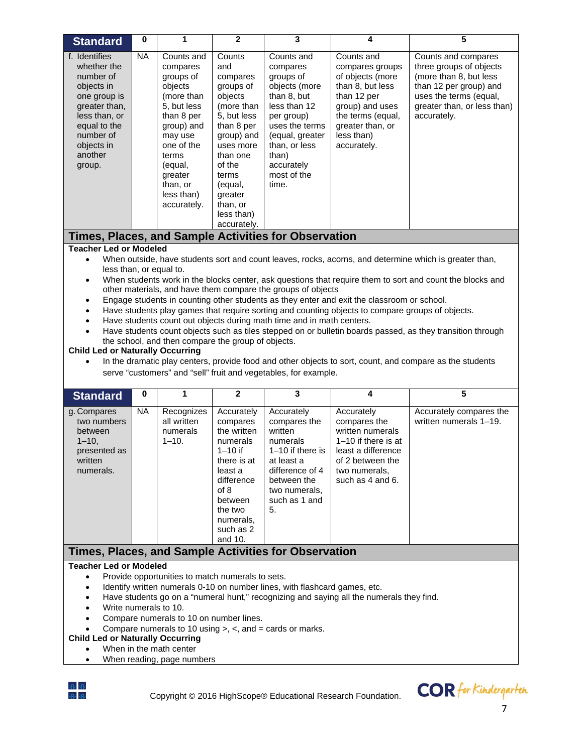| Standard | 0 | 1 | 2 | 3 | 4 | 5 |
|---|---|---|---|---|---|---|
| f. Identifies whether the number of objects in one group is greater than, less than, or equal to the number of objects in another group. | NA | Counts and compares groups of objects (more than 5, but less than 8 per group) and may use one of the terms (equal, greater than, or less than) accurately. | Counts and compares groups of objects (more than 5, but less than 8 per group) and uses more than one of the terms (equal, greater than, or less than) accurately. | Counts and compares groups of objects (more than 8, but less than 12 per group) uses the terms (equal, greater than, or less than) accurately most of the time. | Counts and compares groups of objects (more than 8, but less than 12 per group) and uses the terms (equal, greater than, or less than) accurately. | Counts and compares three groups of objects (more than 8, but less than 12 per group) and uses the terms (equal, greater than, or less than) accurately. |

## Times, Places, and Sample Activities for Observation

**Teacher Led or Modeled**

- When outside, have students sort and count leaves, rocks, acorns, and determine which is greater than, less than, or equal to.
- When students work in the blocks center, ask questions that require them to sort and count the blocks and other materials, and have them compare the groups of objects
- Engage students in counting other students as they enter and exit the classroom or school.
- Have students play games that require sorting and counting objects to compare groups of objects.
- Have students count out objects during math time and in math centers.
- Have students count objects such as tiles stepped on or bulletin boards passed, as they transition through the school, and then compare the group of objects.

**Child Led or Naturally Occurring**

- In the dramatic play centers, provide food and other objects to sort, count, and compare as the students serve "customers" and "sell" fruit and vegetables, for example.

| Standard | 0 | 1 | 2 | 3 | 4 | 5 |
|---|---|---|---|---|---|---|
| g. Compares two numbers between 1–10, presented as written numerals. | NA | Recognizes all written numerals 1–10. | Accurately compares the written numerals 1–10 if there is at least a difference of 8 between the two numerals, such as 2 and 10. | Accurately compares the written numerals 1–10 if there is at least a difference of 4 between the two numerals, such as 1 and 5. | Accurately compares the written numerals 1–10 if there is at least a difference of 2 between the two numerals, such as 4 and 6. | Accurately compares the written numerals 1–19. |

## Times, Places, and Sample Activities for Observation

**Teacher Led or Modeled**

- Provide opportunities to match numerals to sets.
- Identify written numerals 0-10 on number lines, with flashcard games, etc.
- Have students go on a "numeral hunt," recognizing and saying all the numerals they find.
- Write numerals to 10.
- Compare numerals to 10 on number lines.
- Compare numerals to 10 using >, <, and = cards or marks.

**Child Led or Naturally Occurring**

- When in the math center
- When reading, page numbers

Copyright © 2016 HighScope® Educational Research Foundation.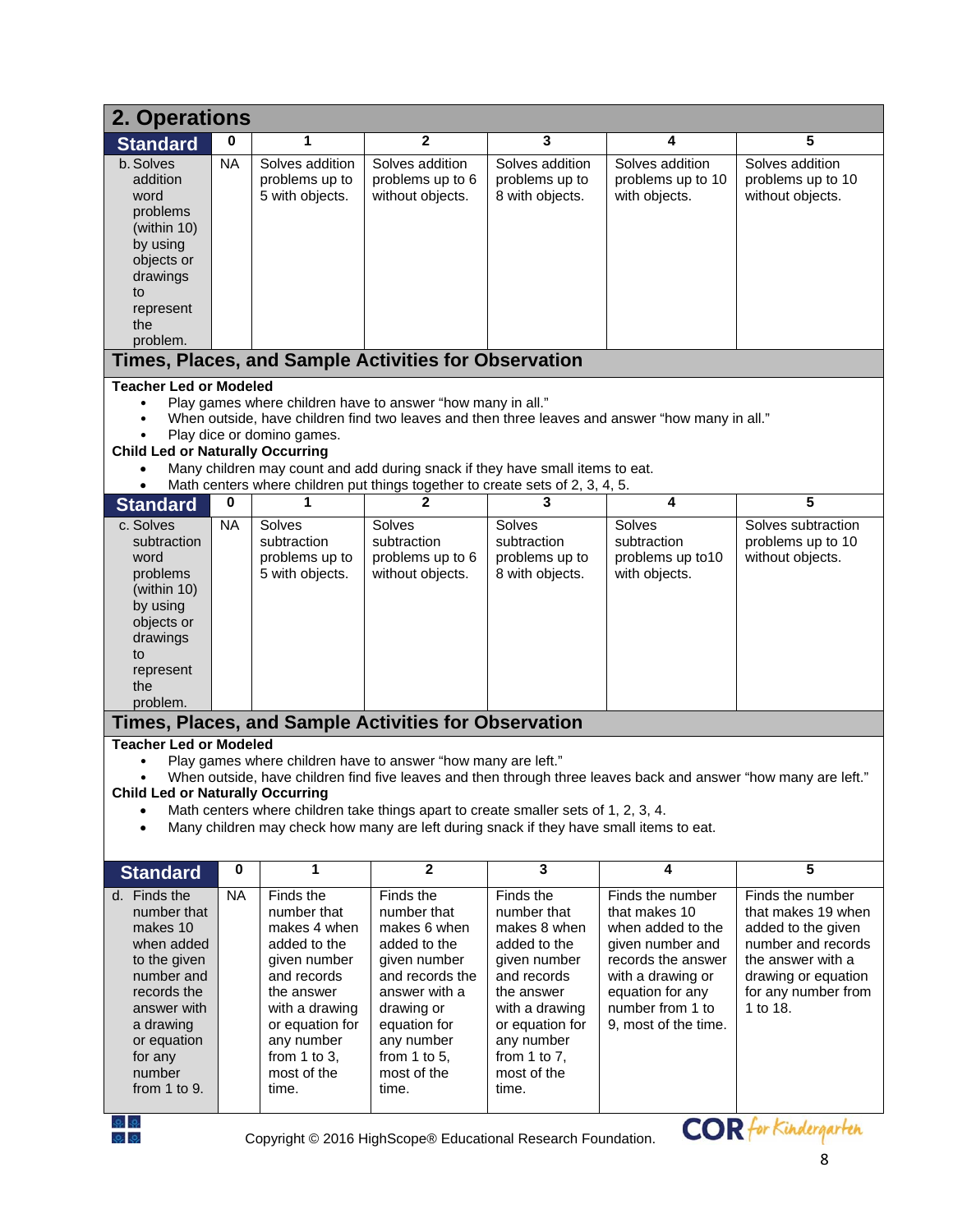## 2. Operations

| Standard | 0 | 1 | 2 | 3 | 4 | 5 |
|---|---|---|---|---|---|---|
| b. Solves addition word problems (within 10) by using objects or drawings to represent the problem. | NA | Solves addition problems up to 5 with objects. | Solves addition problems up to 6 without objects. | Solves addition problems up to 8 with objects. | Solves addition problems up to 10 with objects. | Solves addition problems up to 10 without objects. |

### Times, Places, and Sample Activities for Observation

**Teacher Led or Modeled**

- Play games where children have to answer "how many in all."
- When outside, have children find two leaves and then three leaves and answer "how many in all."
- Play dice or domino games.

**Child Led or Naturally Occurring**

- Many children may count and add during snack if they have small items to eat.
- Math centers where children put things together to create sets of 2, 3, 4, 5.

| Standard | 0 | 1 | 2 | 3 | 4 | 5 |
|---|---|---|---|---|---|---|
| c. Solves subtraction word problems (within 10) by using objects or drawings to represent the problem. | NA | Solves subtraction problems up to 5 with objects. | Solves subtraction problems up to 6 without objects. | Solves subtraction problems up to 8 with objects. | Solves subtraction problems up to10 with objects. | Solves subtraction problems up to 10 without objects. |

### Times, Places, and Sample Activities for Observation

**Teacher Led or Modeled**

- Play games where children have to answer "how many are left."
- When outside, have children find five leaves and then through three leaves back and answer "how many are left."

**Child Led or Naturally Occurring**

- Math centers where children take things apart to create smaller sets of 1, 2, 3, 4.
- Many children may check how many are left during snack if they have small items to eat.

| Standard | 0 | 1 | 2 | 3 | 4 | 5 |
|---|---|---|---|---|---|---|
| d. Finds the number that makes 10 when added to the given number and records the answer with a drawing or equation for any number from 1 to 9. | NA | Finds the number that makes 4 when added to the given number and records the answer with a drawing or equation for any number from 1 to 3, most of the time. | Finds the number that makes 6 when added to the given number and records the answer with a drawing or equation for any number from 1 to 5, most of the time. | Finds the number that makes 8 when added to the given number and records the answer with a drawing or equation for any number from 1 to 7, most of the time. | Finds the number that makes 10 when added to the given number and records the answer with a drawing or equation for any number from 1 to 9, most of the time. | Finds the number that makes 19 when added to the given number and records the answer with a drawing or equation for any number from 1 to 18. |

Copyright © 2016 HighScope® Educational Research Foundation.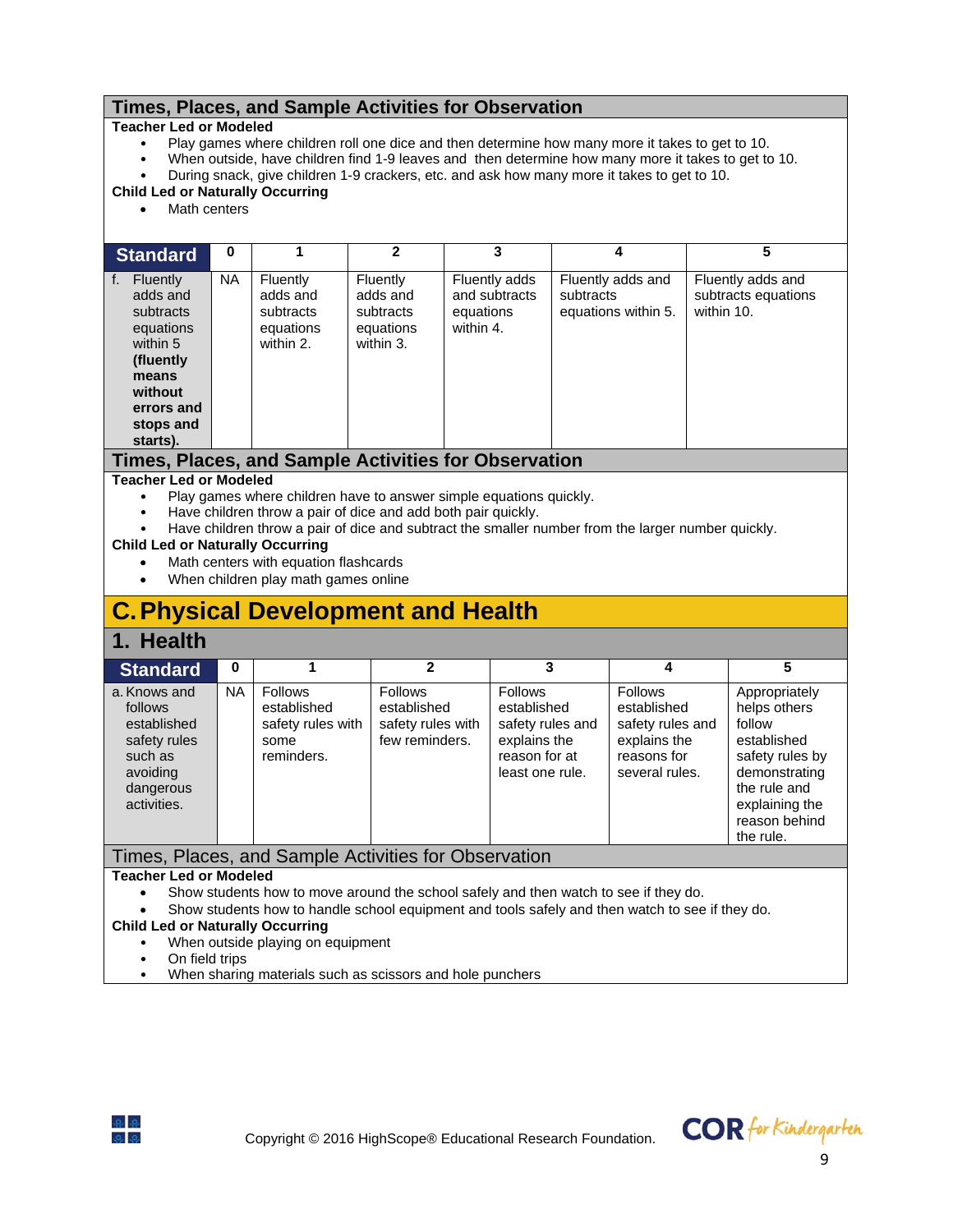## Times, Places, and Sample Activities for Observation

**Teacher Led or Modeled**

- Play games where children roll one dice and then determine how many more it takes to get to 10.
- When outside, have children find 1-9 leaves and then determine how many more it takes to get to 10.
- During snack, give children 1-9 crackers, etc. and ask how many more it takes to get to 10.

**Child Led or Naturally Occurring**

- Math centers

| Standard | 0 | 1 | 2 | 3 | 4 | 5 |
|---|---|---|---|---|---|---|
| f. Fluently adds and subtracts equations within 5 **(fluently means without errors and stops and starts).** | NA | Fluently adds and subtracts equations within 2. | Fluently adds and subtracts equations within 3. | Fluently adds and subtracts equations within 4. | Fluently adds and subtracts equations within 5. | Fluently adds and subtracts equations within 10. |

## Times, Places, and Sample Activities for Observation

**Teacher Led or Modeled**

- Play games where children have to answer simple equations quickly.
- Have children throw a pair of dice and add both pair quickly.
- Have children throw a pair of dice and subtract the smaller number from the larger number quickly.

**Child Led or Naturally Occurring**

- Math centers with equation flashcards
- When children play math games online

# C. Physical Development and Health

## 1. Health

| Standard | 0 | 1 | 2 | 3 | 4 | 5 |
|---|---|---|---|---|---|---|
| a. Knows and follows established safety rules such as avoiding dangerous activities. | NA | Follows established safety rules with some reminders. | Follows established safety rules with few reminders. | Follows established safety rules and explains the reason for at least one rule. | Follows established safety rules and explains the reasons for several rules. | Appropriately helps others follow established safety rules by demonstrating the rule and explaining the reason behind the rule. |

## Times, Places, and Sample Activities for Observation

**Teacher Led or Modeled**

- Show students how to move around the school safely and then watch to see if they do.
- Show students how to handle school equipment and tools safely and then watch to see if they do.

**Child Led or Naturally Occurring**

- When outside playing on equipment
- On field trips
- When sharing materials such as scissors and hole punchers

Copyright © 2016 HighScope® Educational Research Foundation.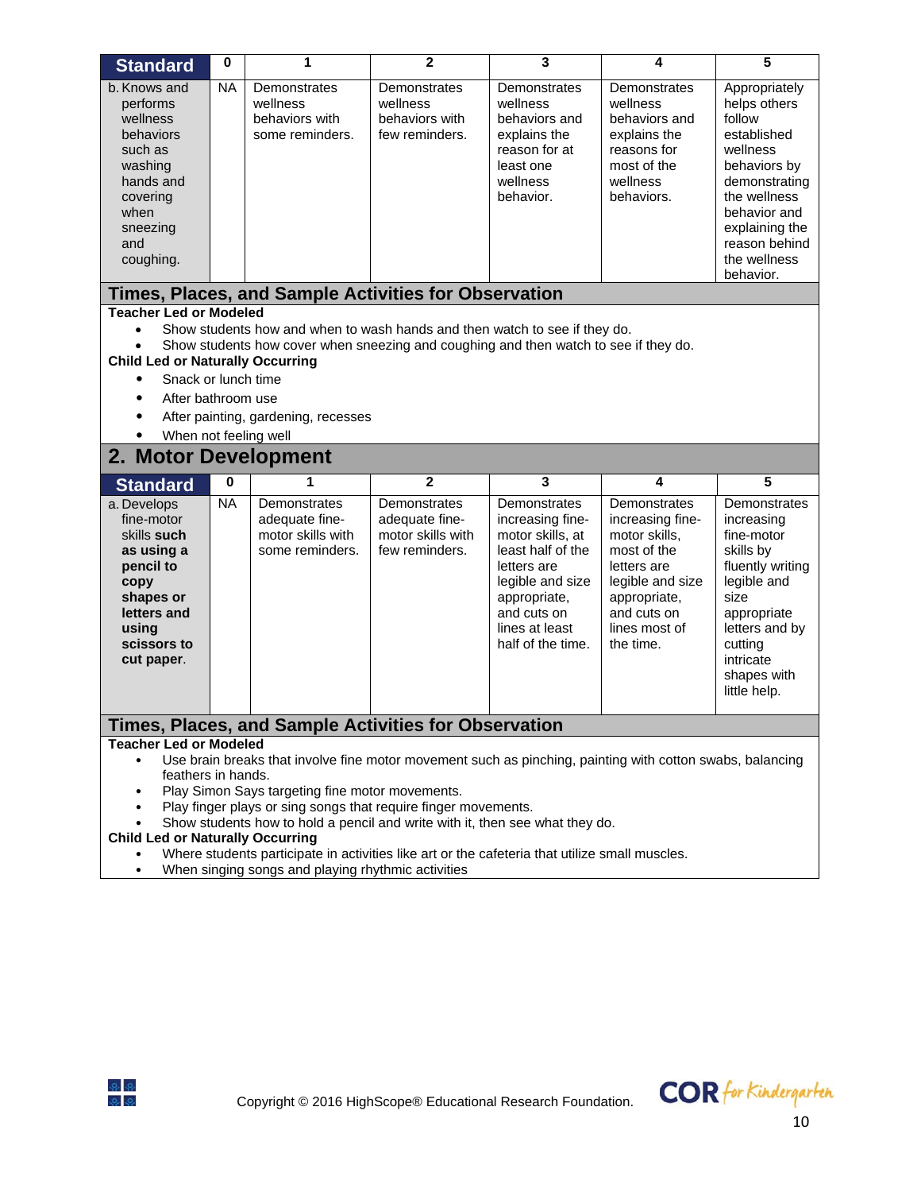| Standard | 0 | 1 | 2 | 3 | 4 | 5 |
|---|---|---|---|---|---|---|
| b. Knows and performs wellness behaviors such as washing hands and covering when sneezing and coughing. | NA | Demonstrates wellness behaviors with some reminders. | Demonstrates wellness behaviors with few reminders. | Demonstrates wellness behaviors and explains the reason for at least one wellness behavior. | Demonstrates wellness behaviors and explains the reasons for most of the wellness behaviors. | Appropriately helps others follow established wellness behaviors by demonstrating the wellness behavior and explaining the reason behind the wellness behavior. |

### Times, Places, and Sample Activities for Observation

**Teacher Led or Modeled**

- Show students how and when to wash hands and then watch to see if they do.
- Show students how cover when sneezing and coughing and then watch to see if they do.

**Child Led or Naturally Occurring**

- Snack or lunch time
- After bathroom use
- After painting, gardening, recesses
- When not feeling well

## 2. Motor Development

| Standard | 0 | 1 | 2 | 3 | 4 | 5 |
|---|---|---|---|---|---|---|
| a. Develops fine-motor skills **such as using a pencil to copy shapes or letters and using scissors to cut paper**. | NA | Demonstrates adequate fine-motor skills with some reminders. | Demonstrates adequate fine-motor skills with few reminders. | Demonstrates increasing fine-motor skills, at least half of the letters are legible and size appropriate, and cuts on lines at least half of the time. | Demonstrates increasing fine-motor skills, most of the letters are legible and size appropriate, and cuts on lines most of the time. | Demonstrates increasing fine-motor skills by fluently writing legible and size appropriate letters and by cutting intricate shapes with little help. |

### Times, Places, and Sample Activities for Observation

**Teacher Led or Modeled**

- Use brain breaks that involve fine motor movement such as pinching, painting with cotton swabs, balancing feathers in hands.
- Play Simon Says targeting fine motor movements.
- Play finger plays or sing songs that require finger movements.
- Show students how to hold a pencil and write with it, then see what they do.

**Child Led or Naturally Occurring**

- Where students participate in activities like art or the cafeteria that utilize small muscles.
- When singing songs and playing rhythmic activities

Copyright © 2016 HighScope® Educational Research Foundation.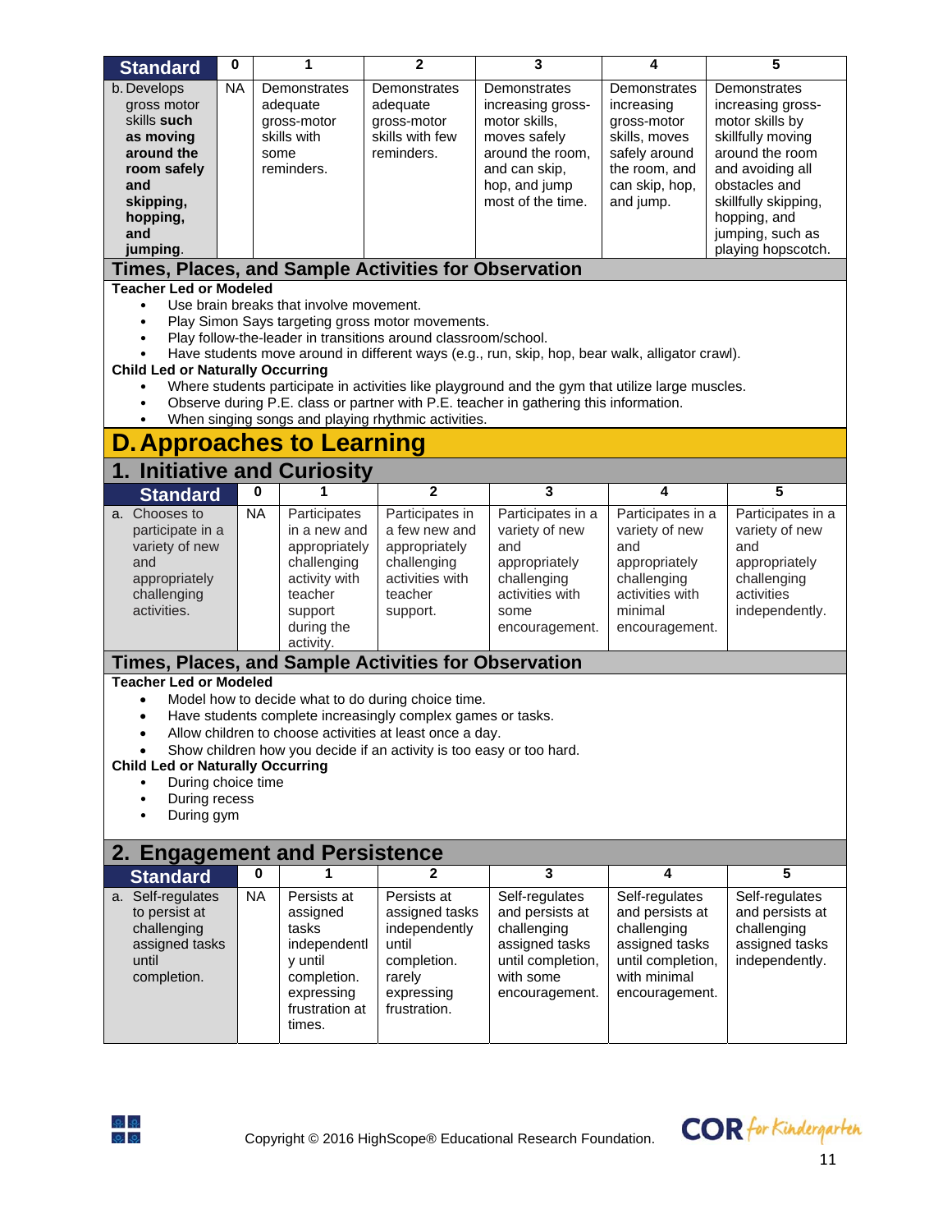| Standard | 0 | 1 | 2 | 3 | 4 | 5 |
|---|---|---|---|---|---|---|
| b. Develops gross motor skills **such as moving around the room safely and skipping, hopping, and jumping**. | NA | Demonstrates adequate gross-motor skills with some reminders. | Demonstrates adequate gross-motor skills with few reminders. | Demonstrates increasing gross-motor skills, moves safely around the room, and can skip, hop, and jump most of the time. | Demonstrates increasing gross-motor skills, moves safely around the room, and can skip, hop, and jump. | Demonstrates increasing gross-motor skills by skillfully moving around the room and avoiding all obstacles and skillfully skipping, hopping, and jumping, such as playing hopscotch. |

### Times, Places, and Sample Activities for Observation

**Teacher Led or Modeled**

- Use brain breaks that involve movement.
- Play Simon Says targeting gross motor movements.
- Play follow-the-leader in transitions around classroom/school.
- Have students move around in different ways (e.g., run, skip, hop, bear walk, alligator crawl).

**Child Led or Naturally Occurring**

- Where students participate in activities like playground and the gym that utilize large muscles.
- Observe during P.E. class or partner with P.E. teacher in gathering this information.
- When singing songs and playing rhythmic activities.

# D. Approaches to Learning

## 1. Initiative and Curiosity

| Standard | 0 | 1 | 2 | 3 | 4 | 5 |
|---|---|---|---|---|---|---|
| a. Chooses to participate in a variety of new and appropriately challenging activities. | NA | Participates in a new and appropriately challenging activity with teacher support during the activity. | Participates in a few new and appropriately challenging activities with teacher support. | Participates in a variety of new and appropriately challenging activities with some encouragement. | Participates in a variety of new and appropriately challenging activities with minimal encouragement. | Participates in a variety of new and appropriately challenging activities independently. |

### Times, Places, and Sample Activities for Observation

**Teacher Led or Modeled**

- Model how to decide what to do during choice time.
- Have students complete increasingly complex games or tasks.
- Allow children to choose activities at least once a day.
- Show children how you decide if an activity is too easy or too hard.

**Child Led or Naturally Occurring**

- During choice time
- During recess
- During gym

## 2. Engagement and Persistence

| Standard | 0 | 1 | 2 | 3 | 4 | 5 |
|---|---|---|---|---|---|---|
| a. Self-regulates to persist at challenging assigned tasks until completion. | NA | Persists at assigned tasks independently until completion. expressing frustration at times. | Persists at assigned tasks independently until completion. rarely expressing frustration. | Self-regulates and persists at challenging assigned tasks until completion, with some encouragement. | Self-regulates and persists at challenging assigned tasks until completion, with minimal encouragement. | Self-regulates and persists at challenging assigned tasks independently. |

Copyright © 2016 HighScope® Educational Research Foundation.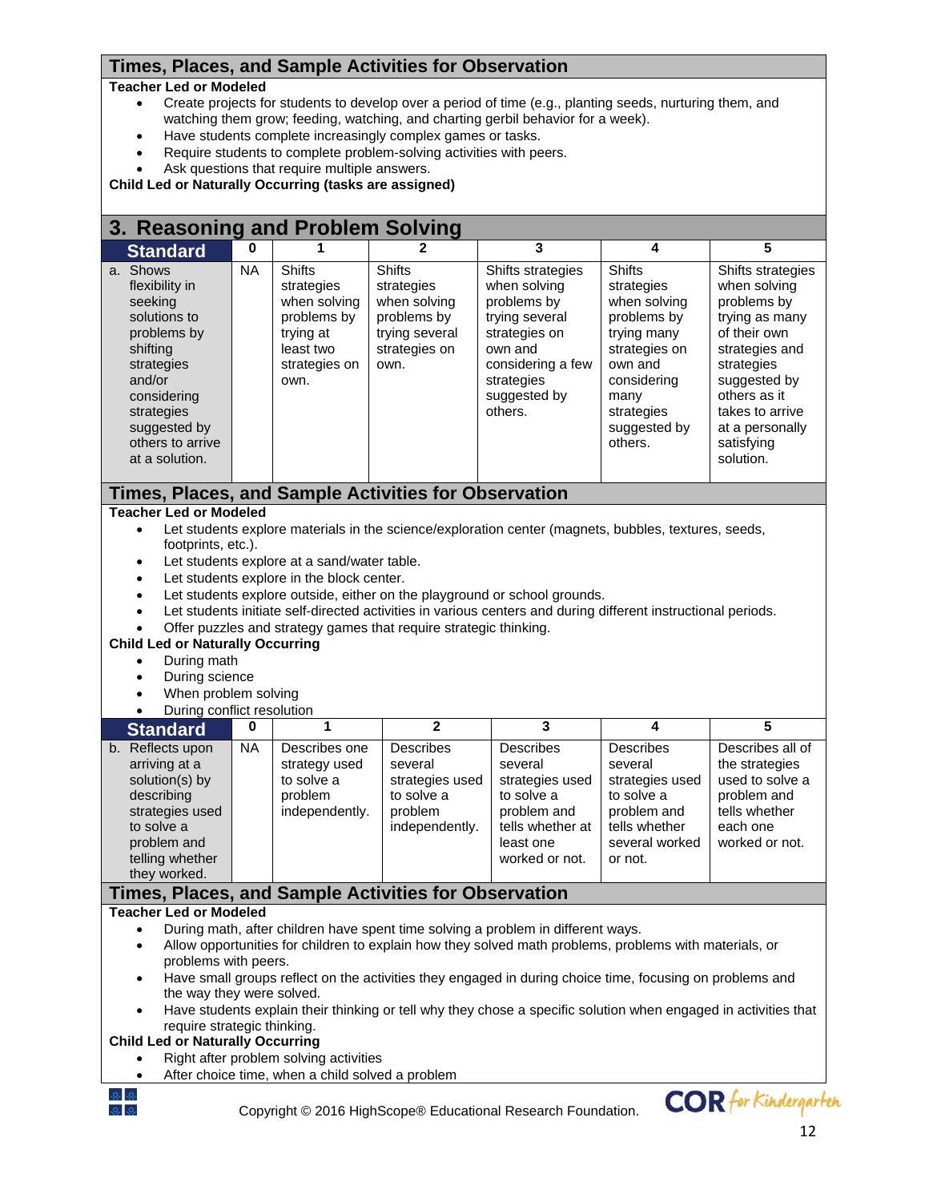## Times, Places, and Sample Activities for Observation

**Teacher Led or Modeled**

- Create projects for students to develop over a period of time (e.g., planting seeds, nurturing them, and watching them grow; feeding, watching, and charting gerbil behavior for a week).
- Have students complete increasingly complex games or tasks.
- Require students to complete problem-solving activities with peers.
- Ask questions that require multiple answers.

**Child Led or Naturally Occurring (tasks are assigned)**

## 3. Reasoning and Problem Solving

| Standard | 0 | 1 | 2 | 3 | 4 | 5 |
|---|---|---|---|---|---|---|
| a. Shows flexibility in seeking solutions to problems by shifting strategies and/or considering strategies suggested by others to arrive at a solution. | NA | Shifts strategies when solving problems by trying at least two strategies on own. | Shifts strategies when solving problems by trying several strategies on own. | Shifts strategies when solving problems by trying several strategies on own and considering a few strategies suggested by others. | Shifts strategies when solving problems by trying many strategies on own and considering many strategies suggested by others. | Shifts strategies when solving problems by trying as many of their own strategies and strategies suggested by others as it takes to arrive at a personally satisfying solution. |

## Times, Places, and Sample Activities for Observation

**Teacher Led or Modeled**

- Let students explore materials in the science/exploration center (magnets, bubbles, textures, seeds, footprints, etc.).
- Let students explore at a sand/water table.
- Let students explore in the block center.
- Let students explore outside, either on the playground or school grounds.
- Let students initiate self-directed activities in various centers and during different instructional periods.
- Offer puzzles and strategy games that require strategic thinking.

**Child Led or Naturally Occurring**

- During math
- During science
- When problem solving
- During conflict resolution

| Standard | 0 | 1 | 2 | 3 | 4 | 5 |
|---|---|---|---|---|---|---|
| b. Reflects upon arriving at a solution(s) by describing strategies used to solve a problem and telling whether they worked. | NA | Describes one strategy used to solve a problem independently. | Describes several strategies used to solve a problem independently. | Describes several strategies used to solve a problem and tells whether at least one worked or not. | Describes several strategies used to solve a problem and tells whether several worked or not. | Describes all of the strategies used to solve a problem and tells whether each one worked or not. |

## Times, Places, and Sample Activities for Observation

**Teacher Led or Modeled**

- During math, after children have spent time solving a problem in different ways.
- Allow opportunities for children to explain how they solved math problems, problems with materials, or problems with peers.
- Have small groups reflect on the activities they engaged in during choice time, focusing on problems and the way they were solved.
- Have students explain their thinking or tell why they chose a specific solution when engaged in activities that require strategic thinking.

**Child Led or Naturally Occurring**

- Right after problem solving activities
- After choice time, when a child solved a problem

Copyright © 2016 HighScope® Educational Research Foundation.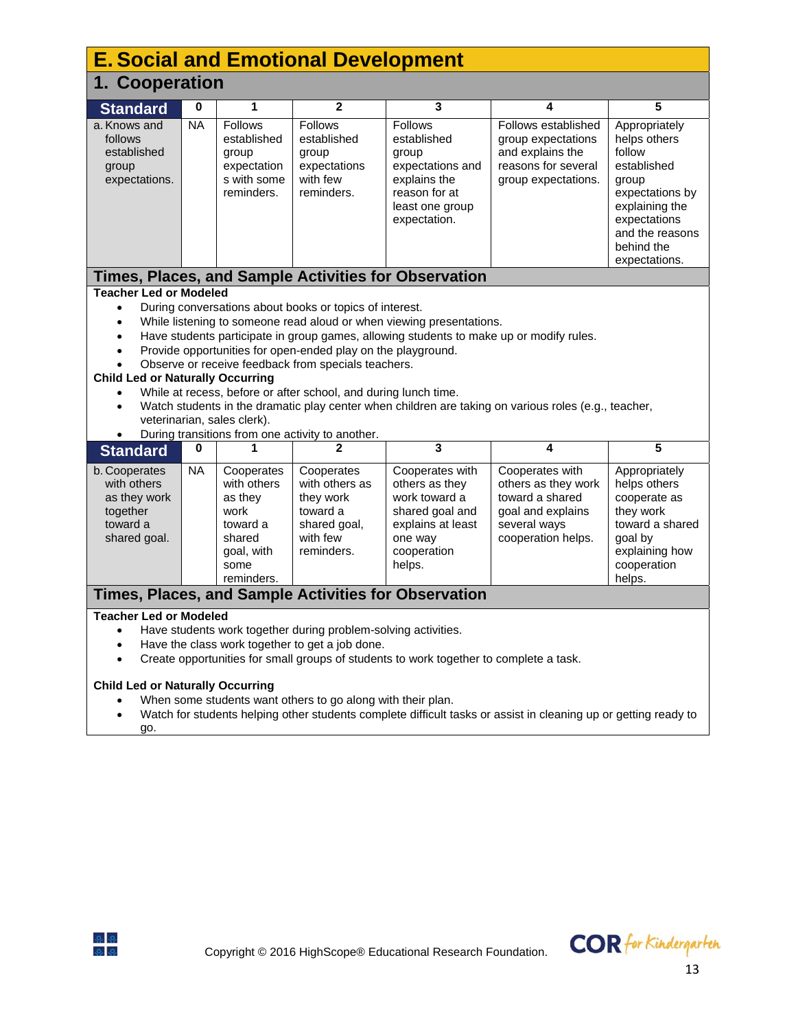# E. Social and Emotional Development

## 1. Cooperation

| Standard | 0 | 1 | 2 | 3 | 4 | 5 |
|---|---|---|---|---|---|---|
| a. Knows and follows established group expectations. | NA | Follows established group expectations with some reminders. | Follows established group expectations with few reminders. | Follows established group expectations and explains the reason for at least one group expectation. | Follows established group expectations and explains the reasons for several group expectations. | Appropriately helps others follow established group expectations by explaining the expectations and the reasons behind the expectations. |

### Times, Places, and Sample Activities for Observation

**Teacher Led or Modeled**

- During conversations about books or topics of interest.
- While listening to someone read aloud or when viewing presentations.
- Have students participate in group games, allowing students to make up or modify rules.
- Provide opportunities for open-ended play on the playground.
- Observe or receive feedback from specials teachers.

**Child Led or Naturally Occurring**

- While at recess, before or after school, and during lunch time.
- Watch students in the dramatic play center when children are taking on various roles (e.g., teacher, veterinarian, sales clerk).
- During transitions from one activity to another.

| Standard | 0 | 1 | 2 | 3 | 4 | 5 |
|---|---|---|---|---|---|---|
| b. Cooperates with others as they work together toward a shared goal. | NA | Cooperates with others as they work toward a shared goal, with some reminders. | Cooperates with others as they work toward a shared goal, with few reminders. | Cooperates with others as they work toward a shared goal and explains at least one way cooperation helps. | Cooperates with others as they work toward a shared goal and explains several ways cooperation helps. | Appropriately helps others cooperate as they work toward a shared goal by explaining how cooperation helps. |

### Times, Places, and Sample Activities for Observation

**Teacher Led or Modeled**

- Have students work together during problem-solving activities.
- Have the class work together to get a job done.
- Create opportunities for small groups of students to work together to complete a task.

**Child Led or Naturally Occurring**

- When some students want others to go along with their plan.
- Watch for students helping other students complete difficult tasks or assist in cleaning up or getting ready to go.

Copyright © 2016 HighScope® Educational Research Foundation.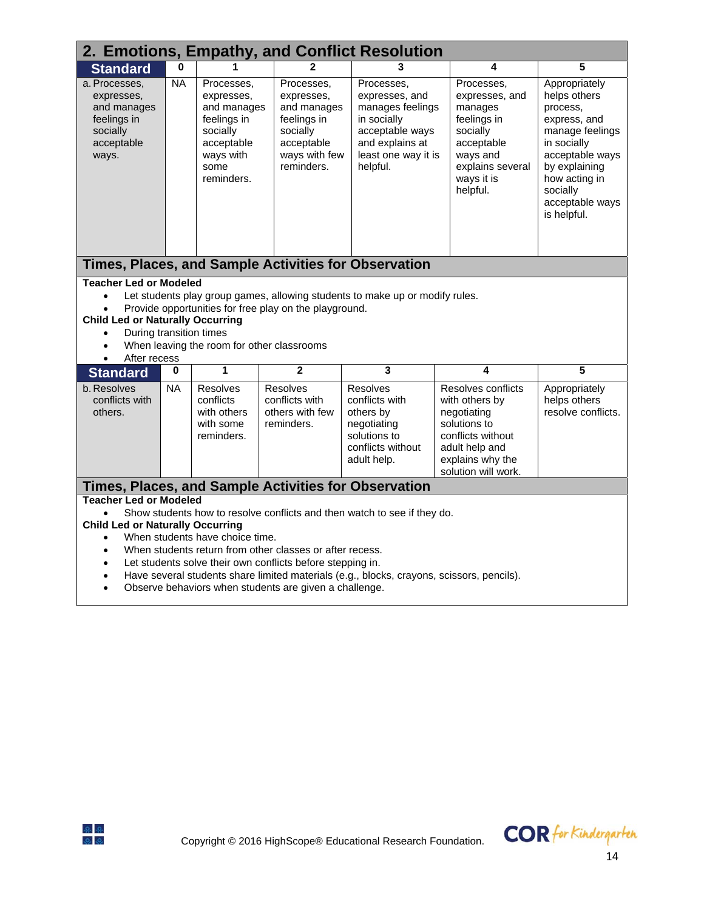## 2. Emotions, Empathy, and Conflict Resolution

| Standard | 0 | 1 | 2 | 3 | 4 | 5 |
|---|---|---|---|---|---|---|
| a. Processes, expresses, and manages feelings in socially acceptable ways. | NA | Processes, expresses, and manages feelings in socially acceptable ways with some reminders. | Processes, expresses, and manages feelings in socially acceptable ways with few reminders. | Processes, expresses, and manages feelings in socially acceptable ways and explains at least one way it is helpful. | Processes, expresses, and manages feelings in socially acceptable ways and explains several ways it is helpful. | Appropriately helps others process, express, and manage feelings in socially acceptable ways by explaining how acting in socially acceptable ways is helpful. |

### Times, Places, and Sample Activities for Observation

**Teacher Led or Modeled**
- Let students play group games, allowing students to make up or modify rules.
- Provide opportunities for free play on the playground.

**Child Led or Naturally Occurring**
- During transition times
- When leaving the room for other classrooms
- After recess

| Standard | 0 | 1 | 2 | 3 | 4 | 5 |
|---|---|---|---|---|---|---|
| b. Resolves conflicts with others. | NA | Resolves conflicts with others with some reminders. | Resolves conflicts with others with few reminders. | Resolves conflicts with others by negotiating solutions to conflicts without adult help. | Resolves conflicts with others by negotiating solutions to conflicts without adult help and explains why the solution will work. | Appropriately helps others resolve conflicts. |

### Times, Places, and Sample Activities for Observation

**Teacher Led or Modeled**
- Show students how to resolve conflicts and then watch to see if they do.

**Child Led or Naturally Occurring**
- When students have choice time.
- When students return from other classes or after recess.
- Let students solve their own conflicts before stepping in.
- Have several students share limited materials (e.g., blocks, crayons, scissors, pencils).
- Observe behaviors when students are given a challenge.

Copyright © 2016 HighScope® Educational Research Foundation.